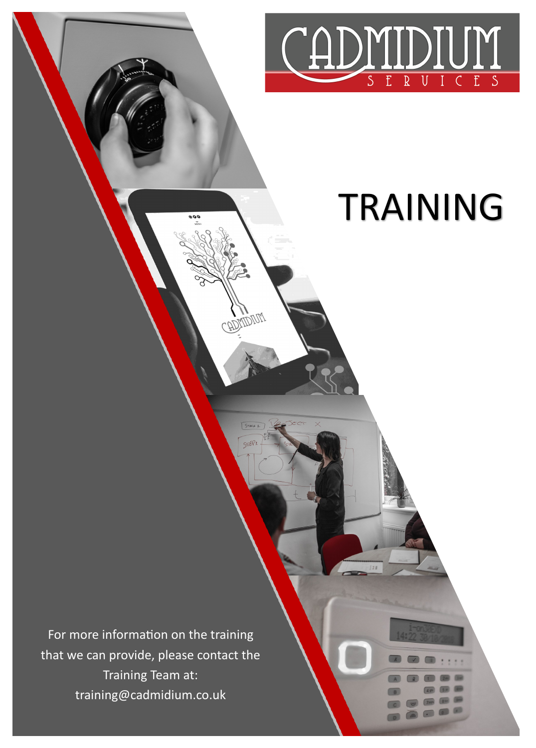# CADMIDIUM SERVICES

# TRAINING

For more information on the training that we can provide, please contact the Training Team at: training@cadmidium.co.uk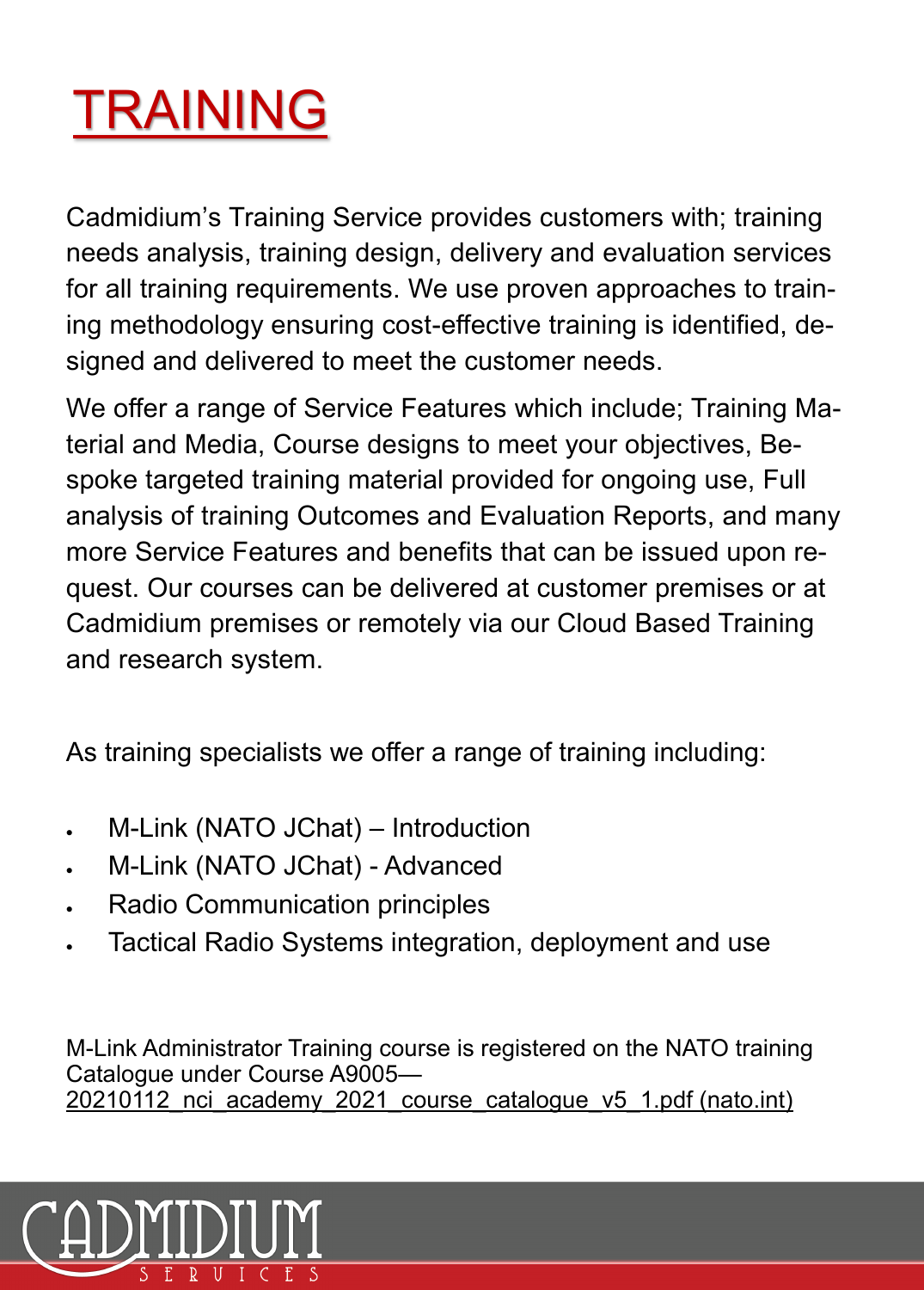# TRAINING

Cadmidium's Training Service provides customers with; training needs analysis, training design, delivery and evaluation services for all training requirements. We use proven approaches to training methodology ensuring cost-effective training is identified, designed and delivered to meet the customer needs.

We offer a range of Service Features which include; Training Material and Media, Course designs to meet your objectives, Bespoke targeted training material provided for ongoing use, Full analysis of training Outcomes and Evaluation Reports, and many more Service Features and benefits that can be issued upon request. Our courses can be delivered at customer premises or at Cadmidium premises or remotely via our Cloud Based Training and research system.

As training specialists we offer a range of training including:

- M-Link (NATO JChat) – Introduction
- M-Link (NATO JChat) - Advanced
- Radio Communication principles
- Tactical Radio Systems integration, deployment and use

M-Link Administrator Training course is registered on the NATO training Catalogue under Course A9005—
20210112_nci_academy_2021_course_catalogue_v5_1.pdf (nato.int)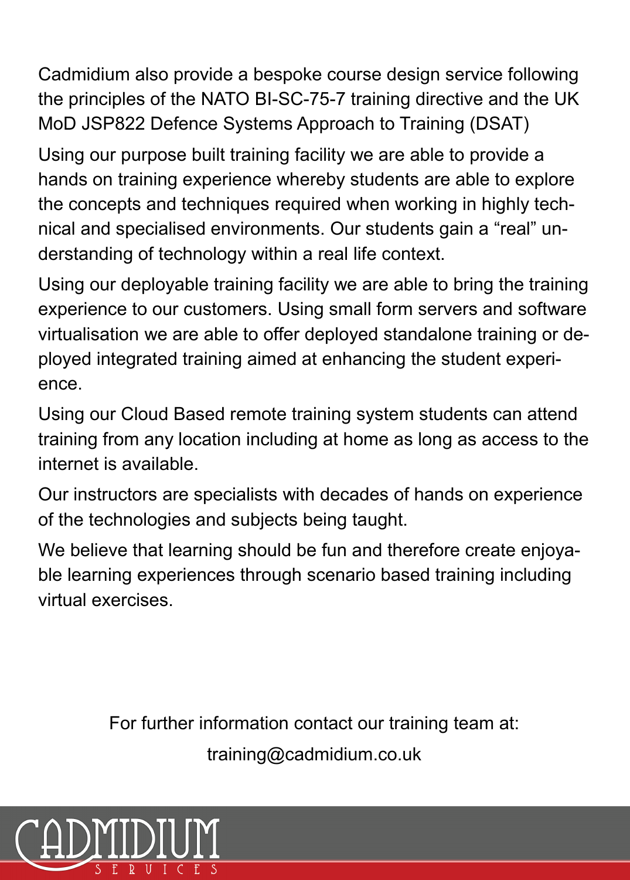Cadmidium also provide a bespoke course design service following the principles of the NATO BI-SC-75-7 training directive and the UK MoD JSP822 Defence Systems Approach to Training (DSAT)

Using our purpose built training facility we are able to provide a hands on training experience whereby students are able to explore the concepts and techniques required when working in highly technical and specialised environments. Our students gain a "real" understanding of technology within a real life context.

Using our deployable training facility we are able to bring the training experience to our customers. Using small form servers and software virtualisation we are able to offer deployed standalone training or deployed integrated training aimed at enhancing the student experience.

Using our Cloud Based remote training system students can attend training from any location including at home as long as access to the internet is available.

Our instructors are specialists with decades of hands on experience of the technologies and subjects being taught.

We believe that learning should be fun and therefore create enjoyable learning experiences through scenario based training including virtual exercises.

For further information contact our training team at:

training@cadmidium.co.uk

CADMIDIUM SERVICES